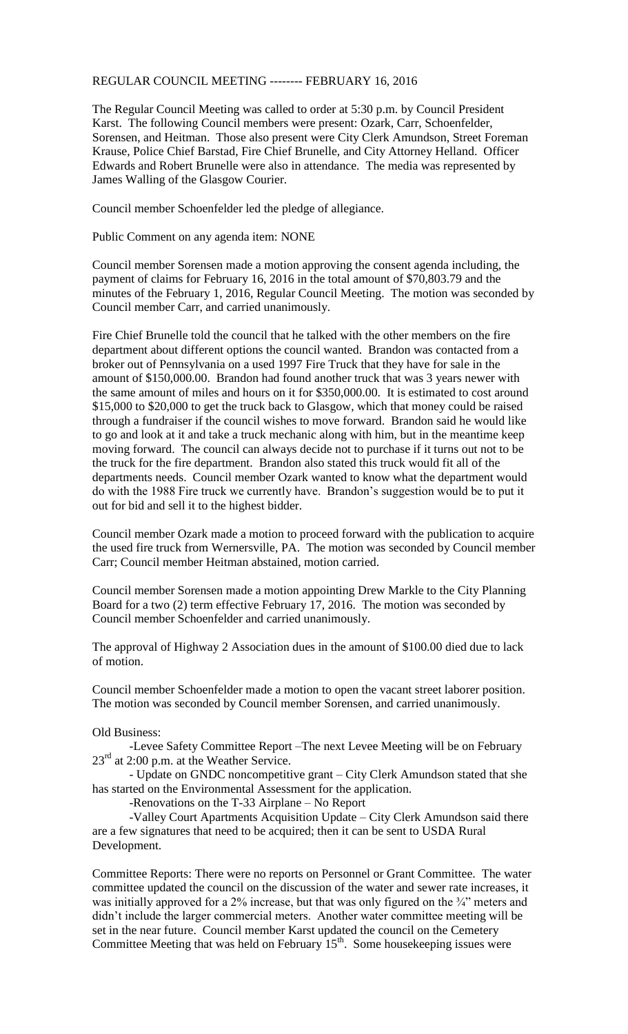REGULAR COUNCIL MEETING -------- FEBRUARY 16, 2016

The Regular Council Meeting was called to order at 5:30 p.m. by Council President Karst. The following Council members were present: Ozark, Carr, Schoenfelder, Sorensen, and Heitman. Those also present were City Clerk Amundson, Street Foreman Krause, Police Chief Barstad, Fire Chief Brunelle, and City Attorney Helland. Officer Edwards and Robert Brunelle were also in attendance. The media was represented by James Walling of the Glasgow Courier.

Council member Schoenfelder led the pledge of allegiance.

Public Comment on any agenda item: NONE

Council member Sorensen made a motion approving the consent agenda including, the payment of claims for February 16, 2016 in the total amount of $70,803.79 and the minutes of the February 1, 2016, Regular Council Meeting. The motion was seconded by Council member Carr, and carried unanimously.

Fire Chief Brunelle told the council that he talked with the other members on the fire department about different options the council wanted. Brandon was contacted from a broker out of Pennsylvania on a used 1997 Fire Truck that they have for sale in the amount of $150,000.00. Brandon had found another truck that was 3 years newer with the same amount of miles and hours on it for $350,000.00. It is estimated to cost around $15,000 to $20,000 to get the truck back to Glasgow, which that money could be raised through a fundraiser if the council wishes to move forward. Brandon said he would like to go and look at it and take a truck mechanic along with him, but in the meantime keep moving forward. The council can always decide not to purchase if it turns out not to be the truck for the fire department. Brandon also stated this truck would fit all of the departments needs. Council member Ozark wanted to know what the department would do with the 1988 Fire truck we currently have. Brandon's suggestion would be to put it out for bid and sell it to the highest bidder.

Council member Ozark made a motion to proceed forward with the publication to acquire the used fire truck from Wernersville, PA. The motion was seconded by Council member Carr; Council member Heitman abstained, motion carried.

Council member Sorensen made a motion appointing Drew Markle to the City Planning Board for a two (2) term effective February 17, 2016. The motion was seconded by Council member Schoenfelder and carried unanimously.

The approval of Highway 2 Association dues in the amount of $100.00 died due to lack of motion.

Council member Schoenfelder made a motion to open the vacant street laborer position. The motion was seconded by Council member Sorensen, and carried unanimously.

Old Business:

-Levee Safety Committee Report –The next Levee Meeting will be on February 23rd at 2:00 p.m. at the Weather Service.

- Update on GNDC noncompetitive grant – City Clerk Amundson stated that she has started on the Environmental Assessment for the application.

-Renovations on the T-33 Airplane – No Report

-Valley Court Apartments Acquisition Update – City Clerk Amundson said there are a few signatures that need to be acquired; then it can be sent to USDA Rural Development.

Committee Reports: There were no reports on Personnel or Grant Committee. The water committee updated the council on the discussion of the water and sewer rate increases, it was initially approved for a 2% increase, but that was only figured on the ¾" meters and didn't include the larger commercial meters. Another water committee meeting will be set in the near future. Council member Karst updated the council on the Cemetery Committee Meeting that was held on February 15th. Some housekeeping issues were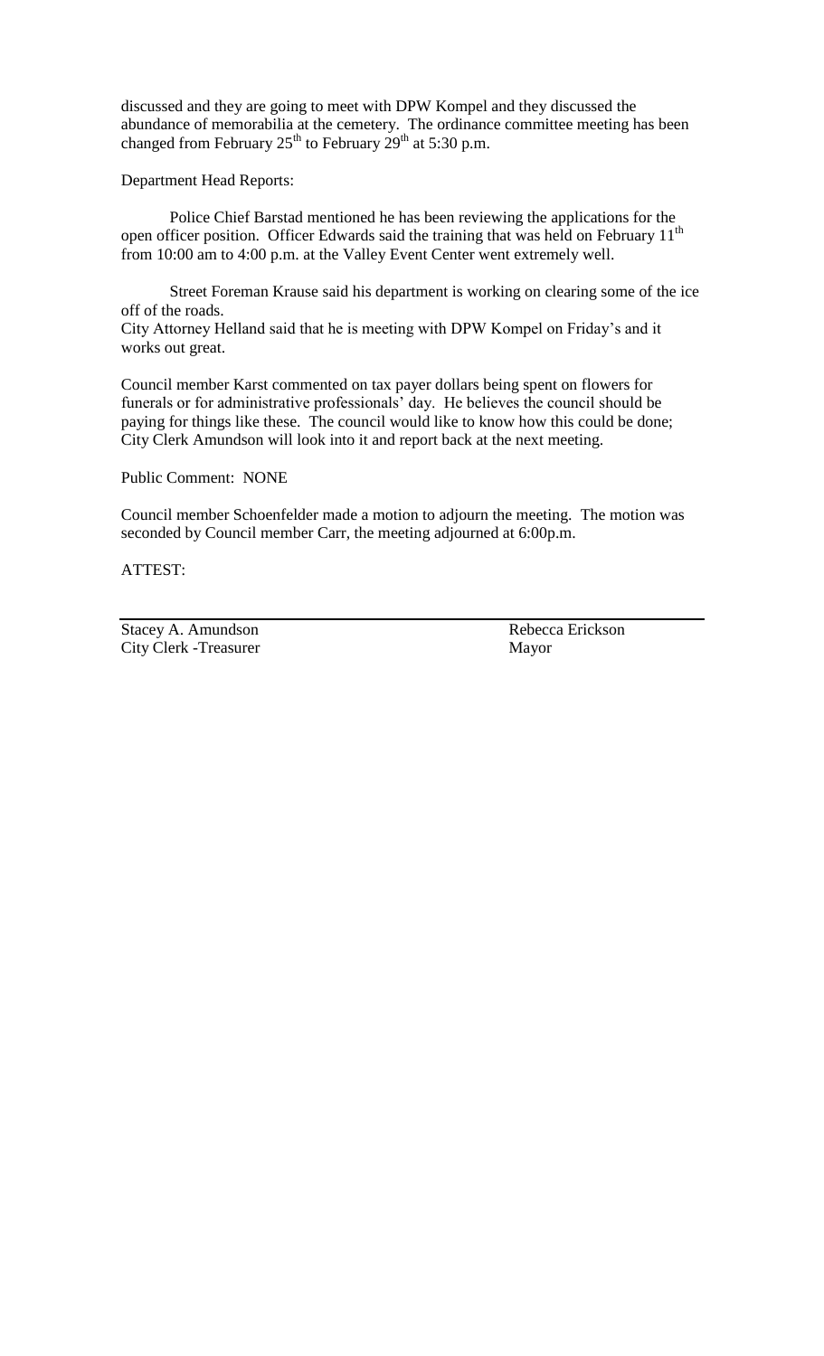discussed and they are going to meet with DPW Kompel and they discussed the abundance of memorabilia at the cemetery. The ordinance committee meeting has been changed from February 25th to February 29th at 5:30 p.m.

Department Head Reports:

Police Chief Barstad mentioned he has been reviewing the applications for the open officer position. Officer Edwards said the training that was held on February 11th from 10:00 am to 4:00 p.m. at the Valley Event Center went extremely well.

Street Foreman Krause said his department is working on clearing some of the ice off of the roads.
City Attorney Helland said that he is meeting with DPW Kompel on Friday's and it works out great.

Council member Karst commented on tax payer dollars being spent on flowers for funerals or for administrative professionals' day. He believes the council should be paying for things like these. The council would like to know how this could be done; City Clerk Amundson will look into it and report back at the next meeting.

Public Comment: NONE

Council member Schoenfelder made a motion to adjourn the meeting. The motion was seconded by Council member Carr, the meeting adjourned at 6:00p.m.

ATTEST:

Stacey A. Amundson
City Clerk -Treasurer

Rebecca Erickson
Mayor